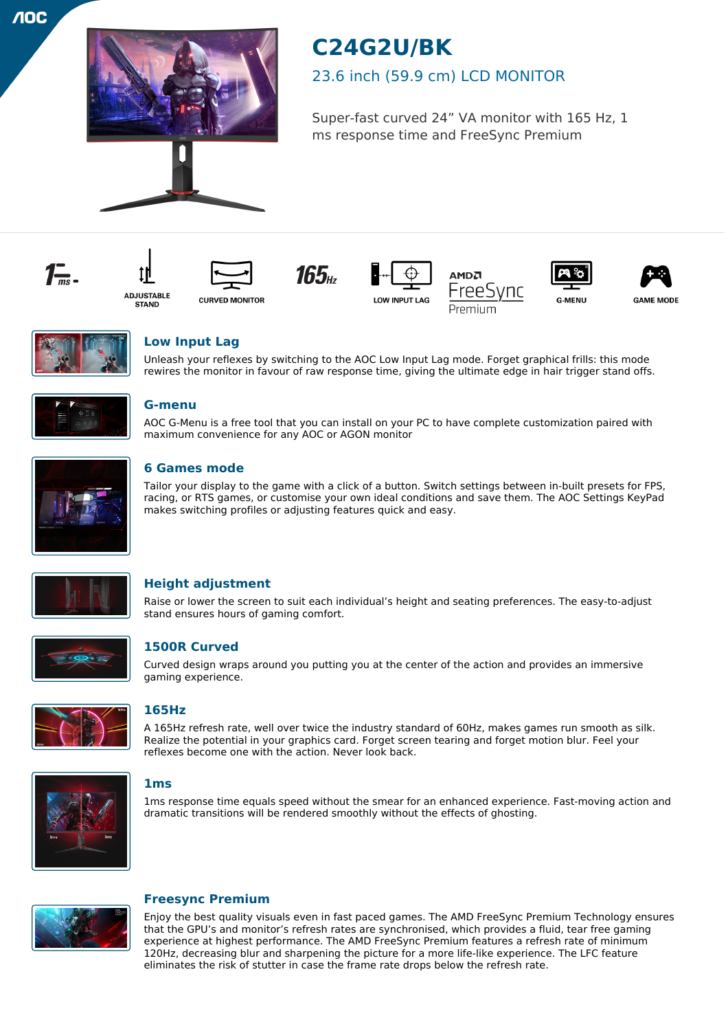# C24G2U/BK

## 23.6 inch (59.9 cm) LCD MONITOR

Super-fast curved 24" VA monitor with 165 Hz, 1 ms response time and FreeSync Premium

1ms | ADJUSTABLE STAND | CURVED MONITOR | 165Hz | LOW INPUT LAG | AMD FreeSync Premium | G-MENU | GAME MODE

### Low Input Lag

Unleash your reflexes by switching to the AOC Low Input Lag mode. Forget graphical frills: this mode rewires the monitor in favour of raw response time, giving the ultimate edge in hair trigger stand offs.

### G-menu

AOC G-Menu is a free tool that you can install on your PC to have complete customization paired with maximum convenience for any AOC or AGON monitor

### 6 Games mode

Tailor your display to the game with a click of a button. Switch settings between in-built presets for FPS, racing, or RTS games, or customise your own ideal conditions and save them. The AOC Settings KeyPad makes switching profiles or adjusting features quick and easy.

### Height adjustment

Raise or lower the screen to suit each individual's height and seating preferences. The easy-to-adjust stand ensures hours of gaming comfort.

### 1500R Curved

Curved design wraps around you putting you at the center of the action and provides an immersive gaming experience.

### 165Hz

A 165Hz refresh rate, well over twice the industry standard of 60Hz, makes games run smooth as silk. Realize the potential in your graphics card. Forget screen tearing and forget motion blur. Feel your reflexes become one with the action. Never look back.

### 1ms

1ms response time equals speed without the smear for an enhanced experience. Fast-moving action and dramatic transitions will be rendered smoothly without the effects of ghosting.

### Freesync Premium

Enjoy the best quality visuals even in fast paced games. The AMD FreeSync Premium Technology ensures that the GPU's and monitor's refresh rates are synchronised, which provides a fluid, tear free gaming experience at highest performance. The AMD FreeSync Premium features a refresh rate of minimum 120Hz, decreasing blur and sharpening the picture for a more life-like experience. The LFC feature eliminates the risk of stutter in case the frame rate drops below the refresh rate.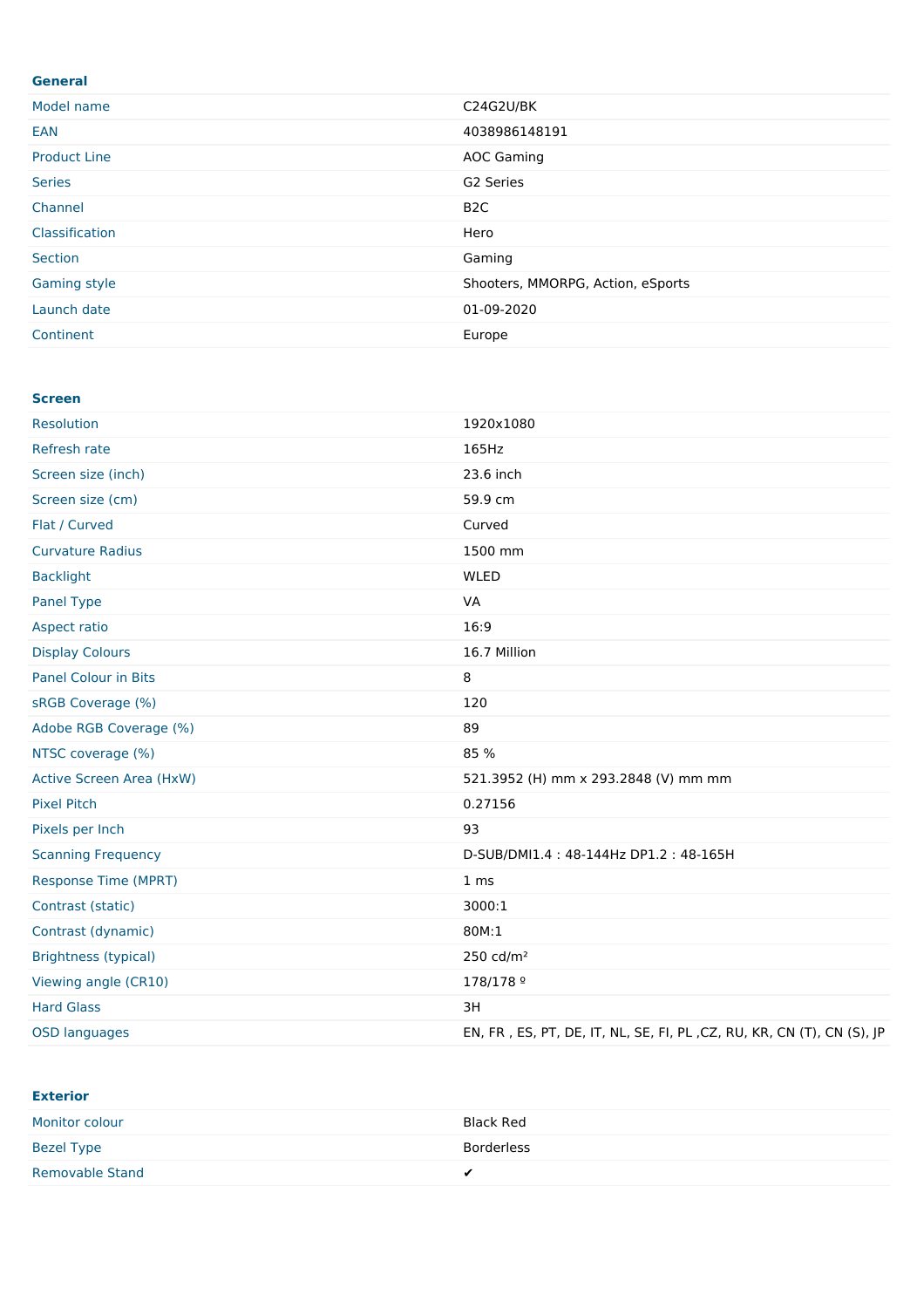### General

| | |
|---|---|
| Model name | C24G2U/BK |
| EAN | 4038986148191 |
| Product Line | AOC Gaming |
| Series | G2 Series |
| Channel | B2C |
| Classification | Hero |
| Section | Gaming |
| Gaming style | Shooters, MMORPG, Action, eSports |
| Launch date | 01-09-2020 |
| Continent | Europe |

### Screen

| | |
|---|---|
| Resolution | 1920x1080 |
| Refresh rate | 165Hz |
| Screen size (inch) | 23.6 inch |
| Screen size (cm) | 59.9 cm |
| Flat / Curved | Curved |
| Curvature Radius | 1500 mm |
| Backlight | WLED |
| Panel Type | VA |
| Aspect ratio | 16:9 |
| Display Colours | 16.7 Million |
| Panel Colour in Bits | 8 |
| sRGB Coverage (%) | 120 |
| Adobe RGB Coverage (%) | 89 |
| NTSC coverage (%) | 85 % |
| Active Screen Area (HxW) | 521.3952 (H) mm x 293.2848 (V) mm mm |
| Pixel Pitch | 0.27156 |
| Pixels per Inch | 93 |
| Scanning Frequency | D-SUB/DMI1.4 : 48-144Hz DP1.2 : 48-165H |
| Response Time (MPRT) | 1 ms |
| Contrast (static) | 3000:1 |
| Contrast (dynamic) | 80M:1 |
| Brightness (typical) | 250 cd/m² |
| Viewing angle (CR10) | 178/178 º |
| Hard Glass | 3H |
| OSD languages | EN, FR , ES, PT, DE, IT, NL, SE, FI, PL ,CZ, RU, KR, CN (T), CN (S), JP |

### Exterior

| | |
|---|---|
| Monitor colour | Black Red |
| Bezel Type | Borderless |
| Removable Stand | ✔ |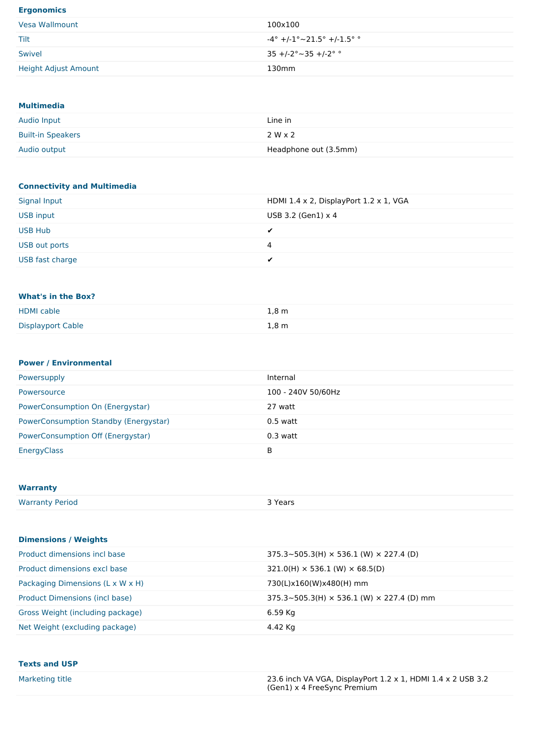## Ergonomics

| | |
|---|---|
| Vesa Wallmount | 100x100 |
| Tilt | -4° +/-1°~21.5° +/-1.5° ° |
| Swivel | 35 +/-2°~35 +/-2° ° |
| Height Adjust Amount | 130mm |

## Multimedia

| | |
|---|---|
| Audio Input | Line in |
| Built-in Speakers | 2 W x 2 |
| Audio output | Headphone out (3.5mm) |

## Connectivity and Multimedia

| | |
|---|---|
| Signal Input | HDMI 1.4 x 2, DisplayPort 1.2 x 1, VGA |
| USB input | USB 3.2 (Gen1) x 4 |
| USB Hub | ✔ |
| USB out ports | 4 |
| USB fast charge | ✔ |

## What's in the Box?

| | |
|---|---|
| HDMI cable | 1,8 m |
| Displayport Cable | 1,8 m |

## Power / Environmental

| | |
|---|---|
| Powersupply | Internal |
| Powersource | 100 - 240V 50/60Hz |
| PowerConsumption On (Energystar) | 27 watt |
| PowerConsumption Standby (Energystar) | 0.5 watt |
| PowerConsumption Off (Energystar) | 0.3 watt |
| EnergyClass | B |

## Warranty

| | |
|---|---|
| Warranty Period | 3 Years |

## Dimensions / Weights

| | |
|---|---|
| Product dimensions incl base | 375.3~505.3(H) × 536.1 (W) × 227.4 (D) |
| Product dimensions excl base | 321.0(H) × 536.1 (W) × 68.5(D) |
| Packaging Dimensions (L x W x H) | 730(L)x160(W)x480(H) mm |
| Product Dimensions (incl base) | 375.3~505.3(H) × 536.1 (W) × 227.4 (D) mm |
| Gross Weight (including package) | 6.59 Kg |
| Net Weight (excluding package) | 4.42 Kg |

## Texts and USP

| | |
|---|---|
| Marketing title | 23.6 inch VA VGA, DisplayPort 1.2 x 1, HDMI 1.4 x 2 USB 3.2 (Gen1) x 4 FreeSync Premium |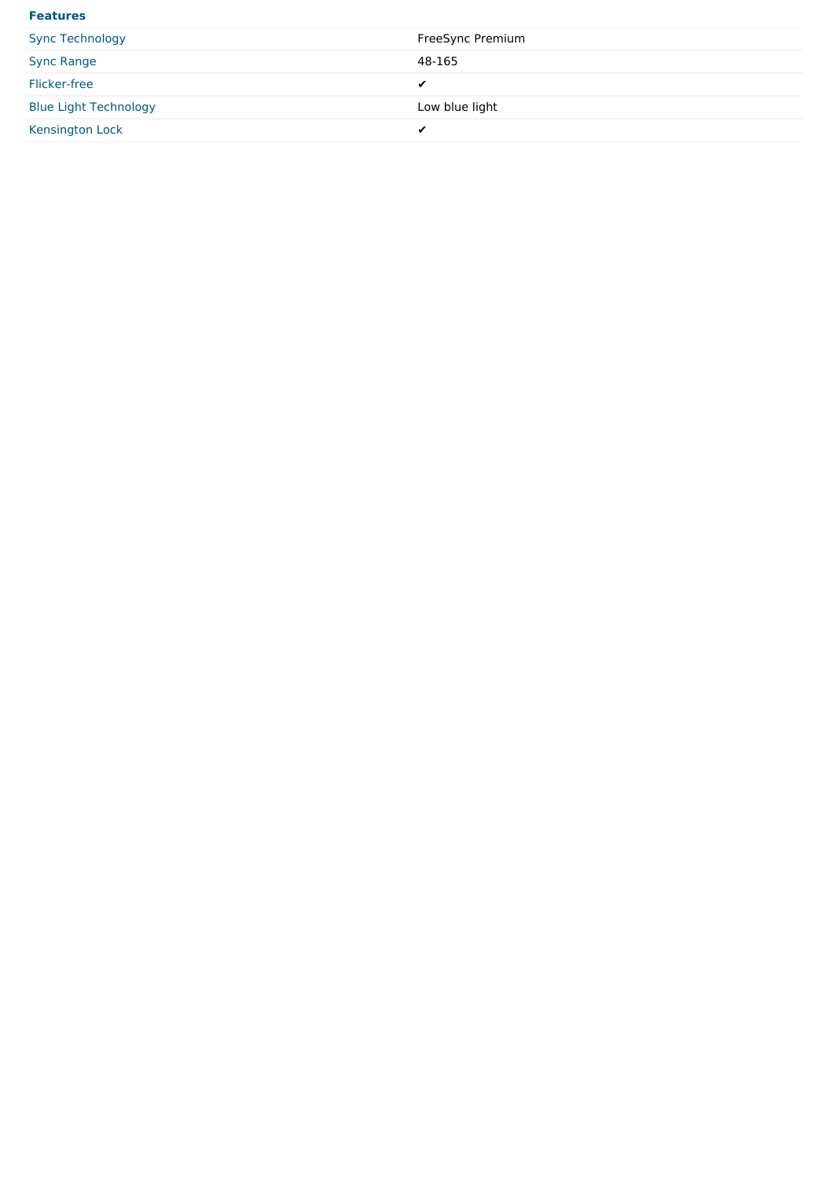| Features | |
|---|---|
| Sync Technology | FreeSync Premium |
| Sync Range | 48-165 |
| Flicker-free | ✔ |
| Blue Light Technology | Low blue light |
| Kensington Lock | ✔ |